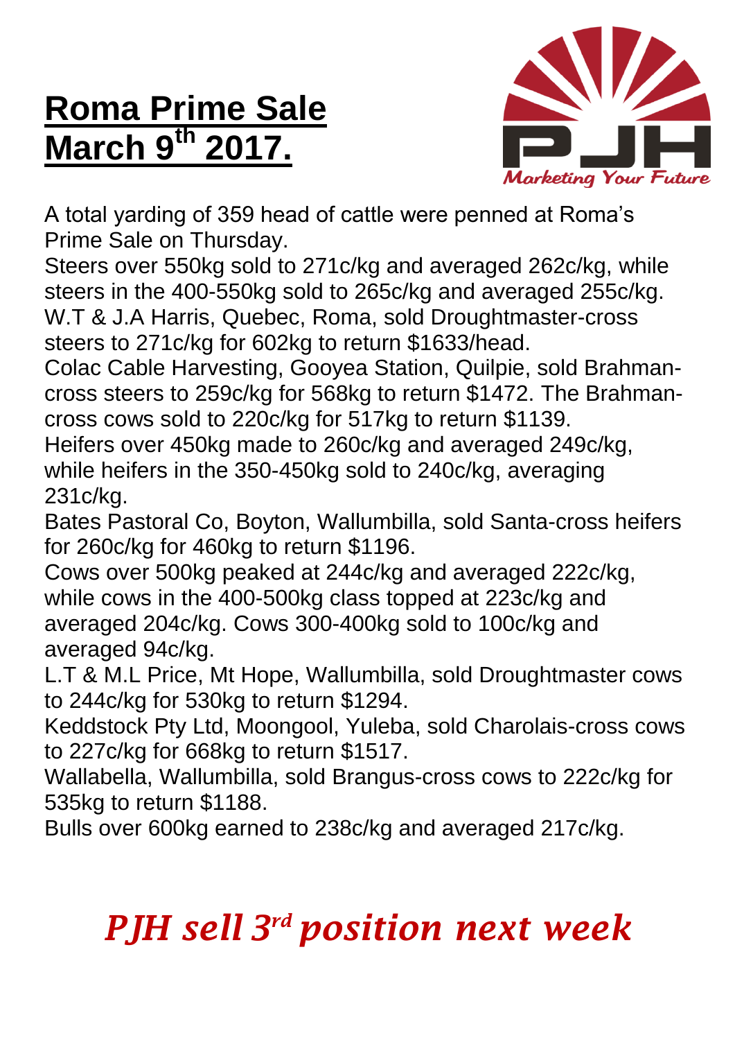# Roma Prime Sale March 9th 2017.

PJH

*Marketing Your Future*

A total yarding of 359 head of cattle were penned at Roma's Prime Sale on Thursday.

Steers over 550kg sold to 271c/kg and averaged 262c/kg, while steers in the 400-550kg sold to 265c/kg and averaged 255c/kg.

W.T & J.A Harris, Quebec, Roma, sold Droughtmaster-cross steers to 271c/kg for 602kg to return $1633/head.

Colac Cable Harvesting, Gooyea Station, Quilpie, sold Brahman-cross steers to 259c/kg for 568kg to return $1472. The Brahman-cross cows sold to 220c/kg for 517kg to return $1139.

Heifers over 450kg made to 260c/kg and averaged 249c/kg, while heifers in the 350-450kg sold to 240c/kg, averaging 231c/kg.

Bates Pastoral Co, Boyton, Wallumbilla, sold Santa-cross heifers for 260c/kg for 460kg to return $1196.

Cows over 500kg peaked at 244c/kg and averaged 222c/kg, while cows in the 400-500kg class topped at 223c/kg and averaged 204c/kg. Cows 300-400kg sold to 100c/kg and averaged 94c/kg.

L.T & M.L Price, Mt Hope, Wallumbilla, sold Droughtmaster cows to 244c/kg for 530kg to return $1294.

Keddstock Pty Ltd, Moongool, Yuleba, sold Charolais-cross cows to 227c/kg for 668kg to return $1517.

Wallabella, Wallumbilla, sold Brangus-cross cows to 222c/kg for 535kg to return $1188.

Bulls over 600kg earned to 238c/kg and averaged 217c/kg.

***PJH sell 3rd position next week***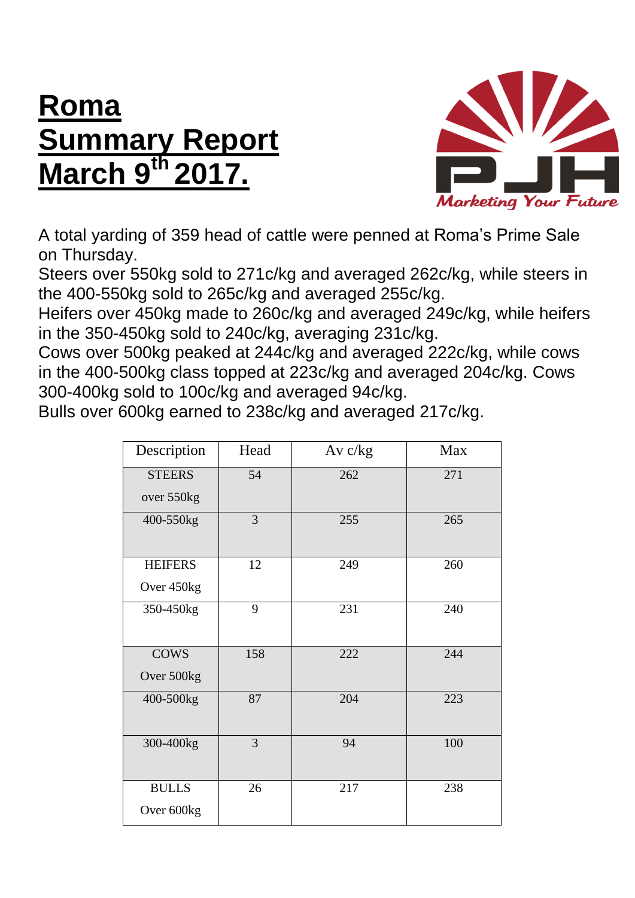# Roma Summary Report March 9th 2017.

A total yarding of 359 head of cattle were penned at Roma's Prime Sale on Thursday.

Steers over 550kg sold to 271c/kg and averaged 262c/kg, while steers in the 400-550kg sold to 265c/kg and averaged 255c/kg.

Heifers over 450kg made to 260c/kg and averaged 249c/kg, while heifers in the 350-450kg sold to 240c/kg, averaging 231c/kg.

Cows over 500kg peaked at 244c/kg and averaged 222c/kg, while cows in the 400-500kg class topped at 223c/kg and averaged 204c/kg. Cows 300-400kg sold to 100c/kg and averaged 94c/kg.

Bulls over 600kg earned to 238c/kg and averaged 217c/kg.

| Description | Head | Av c/kg | Max |
|---|---|---|---|
| STEERS over 550kg | 54 | 262 | 271 |
| 400-550kg | 3 | 255 | 265 |
| HEIFERS Over 450kg | 12 | 249 | 260 |
| 350-450kg | 9 | 231 | 240 |
| COWS Over 500kg | 158 | 222 | 244 |
| 400-500kg | 87 | 204 | 223 |
| 300-400kg | 3 | 94 | 100 |
| BULLS Over 600kg | 26 | 217 | 238 |